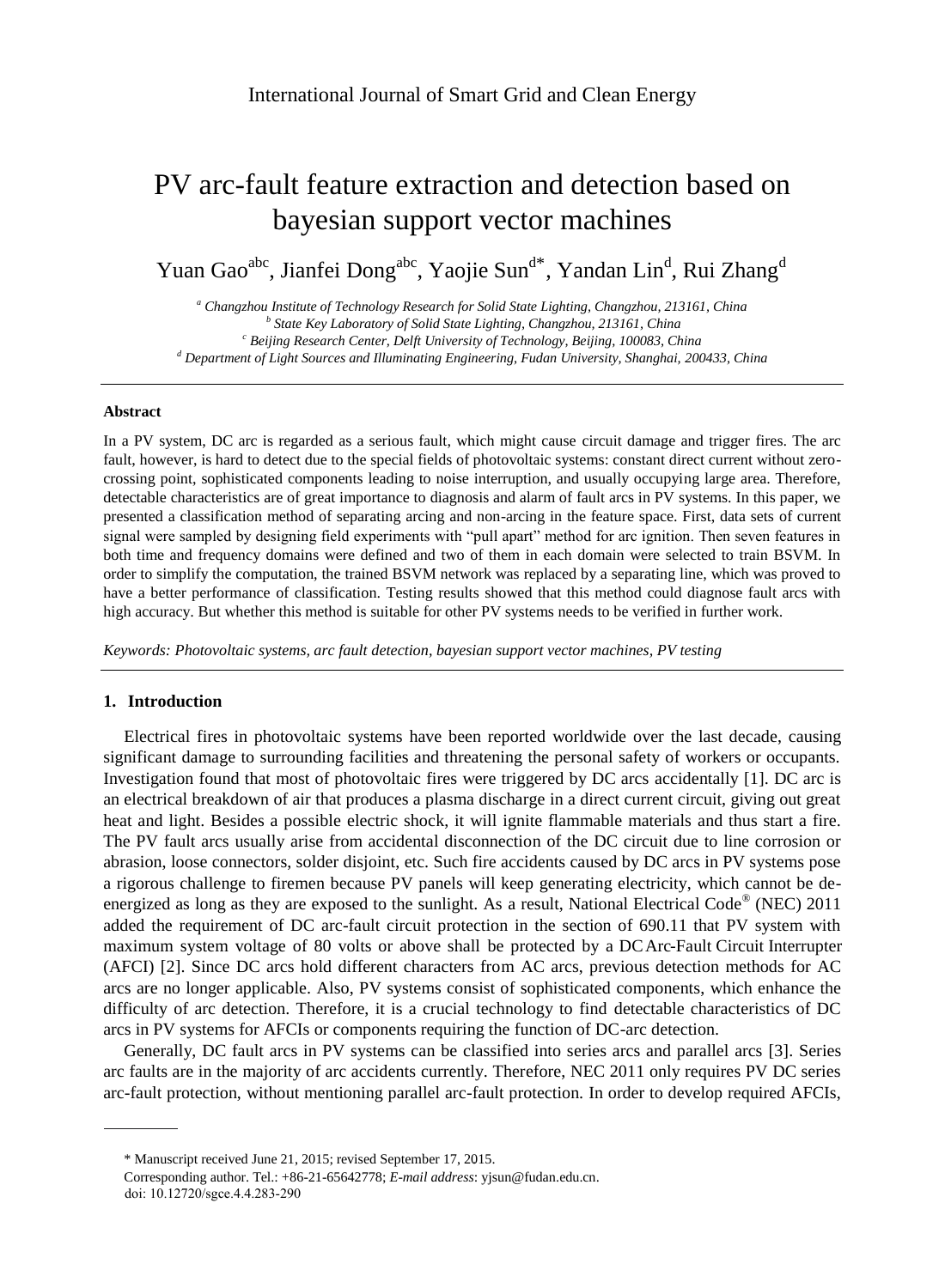# PV arc-fault feature extraction and detection based on bayesian support vector machines

Yuan Gao[abc], Jianfei Dong[abc], Yaojie Sun[d*], Yandan Lin[d], Rui Zhang[d]

[a] *Changzhou Institute of Technology Research for Solid State Lighting, Changzhou, 213161, China*
[b] *State Key Laboratory of Solid State Lighting, Changzhou, 213161, China*
[c] *Beijing Research Center, Delft University of Technology, Beijing, 100083, China*
[d] *Department of Light Sources and Illuminating Engineering, Fudan University, Shanghai, 200433, China*

---

**Abstract**

In a PV system, DC arc is regarded as a serious fault, which might cause circuit damage and trigger fires. The arc fault, however, is hard to detect due to the special fields of photovoltaic systems: constant direct current without zero-crossing point, sophisticated components leading to noise interruption, and usually occupying large area. Therefore, detectable characteristics are of great importance to diagnosis and alarm of fault arcs in PV systems. In this paper, we presented a classification method of separating arcing and non-arcing in the feature space. First, data sets of current signal were sampled by designing field experiments with "pull apart" method for arc ignition. Then seven features in both time and frequency domains were defined and two of them in each domain were selected to train BSVM. In order to simplify the computation, the trained BSVM network was replaced by a separating line, which was proved to have a better performance of classification. Testing results showed that this method could diagnose fault arcs with high accuracy. But whether this method is suitable for other PV systems needs to be verified in further work.

*Keywords: Photovoltaic systems, arc fault detection, bayesian support vector machines, PV testing*

---

## 1. Introduction

Electrical fires in photovoltaic systems have been reported worldwide over the last decade, causing significant damage to surrounding facilities and threatening the personal safety of workers or occupants. Investigation found that most of photovoltaic fires were triggered by DC arcs accidentally [1]. DC arc is an electrical breakdown of air that produces a plasma discharge in a direct current circuit, giving out great heat and light. Besides a possible electric shock, it will ignite flammable materials and thus start a fire. The PV fault arcs usually arise from accidental disconnection of the DC circuit due to line corrosion or abrasion, loose connectors, solder disjoint, etc. Such fire accidents caused by DC arcs in PV systems pose a rigorous challenge to firemen because PV panels will keep generating electricity, which cannot be de-energized as long as they are exposed to the sunlight. As a result, National Electrical Code® (NEC) 2011 added the requirement of DC arc-fault circuit protection in the section of 690.11 that PV system with maximum system voltage of 80 volts or above shall be protected by a DC Arc-Fault Circuit Interrupter (AFCI) [2]. Since DC arcs hold different characters from AC arcs, previous detection methods for AC arcs are no longer applicable. Also, PV systems consist of sophisticated components, which enhance the difficulty of arc detection. Therefore, it is a crucial technology to find detectable characteristics of DC arcs in PV systems for AFCIs or components requiring the function of DC-arc detection.

Generally, DC fault arcs in PV systems can be classified into series arcs and parallel arcs [3]. Series arc faults are in the majority of arc accidents currently. Therefore, NEC 2011 only requires PV DC series arc-fault protection, without mentioning parallel arc-fault protection. In order to develop required AFCIs,

---

\* Manuscript received June 21, 2015; revised September 17, 2015.

Corresponding author. Tel.: +86-21-65642778; *E-mail address*: yjsun@fudan.edu.cn.

doi: 10.12720/sgce.4.4.283-290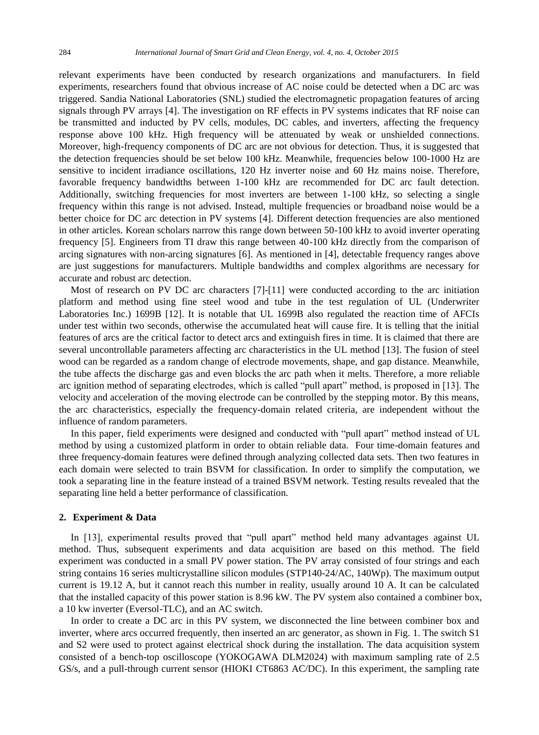relevant experiments have been conducted by research organizations and manufacturers. In field experiments, researchers found that obvious increase of AC noise could be detected when a DC arc was triggered. Sandia National Laboratories (SNL) studied the electromagnetic propagation features of arcing signals through PV arrays [4]. The investigation on RF effects in PV systems indicates that RF noise can be transmitted and inducted by PV cells, modules, DC cables, and inverters, affecting the frequency response above 100 kHz. High frequency will be attenuated by weak or unshielded connections. Moreover, high-frequency components of DC arc are not obvious for detection. Thus, it is suggested that the detection frequencies should be set below 100 kHz. Meanwhile, frequencies below 100-1000 Hz are sensitive to incident irradiance oscillations, 120 Hz inverter noise and 60 Hz mains noise. Therefore, favorable frequency bandwidths between 1-100 kHz are recommended for DC arc fault detection. Additionally, switching frequencies for most inverters are between 1-100 kHz, so selecting a single frequency within this range is not advised. Instead, multiple frequencies or broadband noise would be a better choice for DC arc detection in PV systems [4]. Different detection frequencies are also mentioned in other articles. Korean scholars narrow this range down between 50-100 kHz to avoid inverter operating frequency [5]. Engineers from TI draw this range between 40-100 kHz directly from the comparison of arcing signatures with non-arcing signatures [6]. As mentioned in [4], detectable frequency ranges above are just suggestions for manufacturers. Multiple bandwidths and complex algorithms are necessary for accurate and robust arc detection.

Most of research on PV DC arc characters [7]-[11] were conducted according to the arc initiation platform and method using fine steel wood and tube in the test regulation of UL (Underwriter Laboratories Inc.) 1699B [12]. It is notable that UL 1699B also regulated the reaction time of AFCIs under test within two seconds, otherwise the accumulated heat will cause fire. It is telling that the initial features of arcs are the critical factor to detect arcs and extinguish fires in time. It is claimed that there are several uncontrollable parameters affecting arc characteristics in the UL method [13]. The fusion of steel wood can be regarded as a random change of electrode movements, shape, and gap distance. Meanwhile, the tube affects the discharge gas and even blocks the arc path when it melts. Therefore, a more reliable arc ignition method of separating electrodes, which is called "pull apart" method, is proposed in [13]. The velocity and acceleration of the moving electrode can be controlled by the stepping motor. By this means, the arc characteristics, especially the frequency-domain related criteria, are independent without the influence of random parameters.

In this paper, field experiments were designed and conducted with "pull apart" method instead of UL method by using a customized platform in order to obtain reliable data. Four time-domain features and three frequency-domain features were defined through analyzing collected data sets. Then two features in each domain were selected to train BSVM for classification. In order to simplify the computation, we took a separating line in the feature instead of a trained BSVM network. Testing results revealed that the separating line held a better performance of classification.

## 2. Experiment & Data

In [13], experimental results proved that "pull apart" method held many advantages against UL method. Thus, subsequent experiments and data acquisition are based on this method. The field experiment was conducted in a small PV power station. The PV array consisted of four strings and each string contains 16 series multicrystalline silicon modules (STP140-24/AC, 140Wp). The maximum output current is 19.12 A, but it cannot reach this number in reality, usually around 10 A. It can be calculated that the installed capacity of this power station is 8.96 kW. The PV system also contained a combiner box, a 10 kw inverter (Eversol-TLC), and an AC switch.

In order to create a DC arc in this PV system, we disconnected the line between combiner box and inverter, where arcs occurred frequently, then inserted an arc generator, as shown in Fig. 1. The switch S1 and S2 were used to protect against electrical shock during the installation. The data acquisition system consisted of a bench-top oscilloscope (YOKOGAWA DLM2024) with maximum sampling rate of 2.5 GS/s, and a pull-through current sensor (HIOKI CT6863 AC/DC). In this experiment, the sampling rate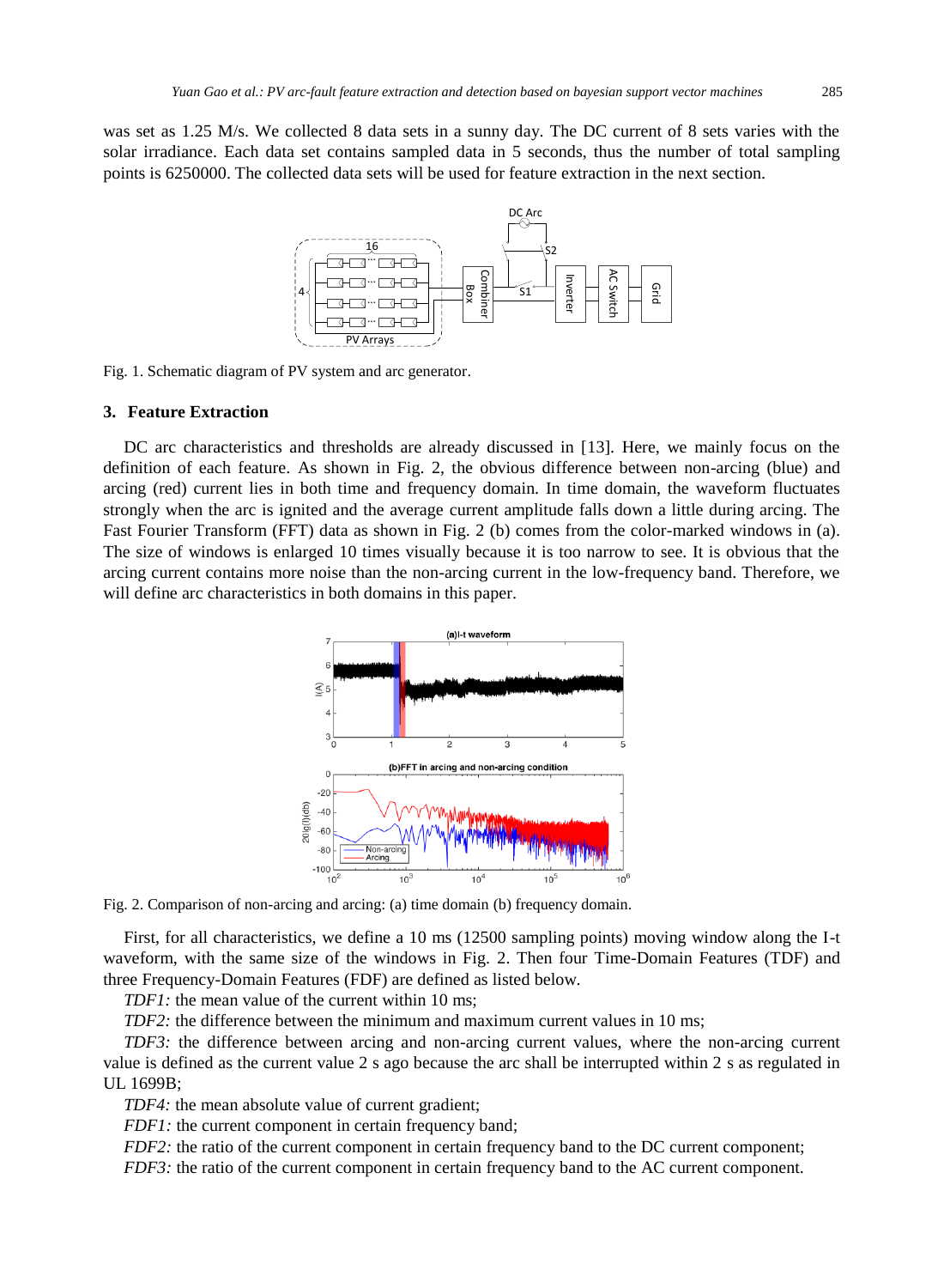was set as 1.25 M/s. We collected 8 data sets in a sunny day. The DC current of 8 sets varies with the solar irradiance. Each data set contains sampled data in 5 seconds, thus the number of total sampling points is 6250000. The collected data sets will be used for feature extraction in the next section.

Fig. 1. Schematic diagram of PV system and arc generator.

## 3. Feature Extraction

DC arc characteristics and thresholds are already discussed in [13]. Here, we mainly focus on the definition of each feature. As shown in Fig. 2, the obvious difference between non-arcing (blue) and arcing (red) current lies in both time and frequency domain. In time domain, the waveform fluctuates strongly when the arc is ignited and the average current amplitude falls down a little during arcing. The Fast Fourier Transform (FFT) data as shown in Fig. 2 (b) comes from the color-marked windows in (a). The size of windows is enlarged 10 times visually because it is too narrow to see. It is obvious that the arcing current contains more noise than the non-arcing current in the low-frequency band. Therefore, we will define arc characteristics in both domains in this paper.

Fig. 2. Comparison of non-arcing and arcing: (a) time domain (b) frequency domain.

First, for all characteristics, we define a 10 ms (12500 sampling points) moving window along the I-t waveform, with the same size of the windows in Fig. 2. Then four Time-Domain Features (TDF) and three Frequency-Domain Features (FDF) are defined as listed below.

*TDF1:* the mean value of the current within 10 ms;

*TDF2:* the difference between the minimum and maximum current values in 10 ms;

*TDF3:* the difference between arcing and non-arcing current values, where the non-arcing current value is defined as the current value 2 s ago because the arc shall be interrupted within 2 s as regulated in UL 1699B;

*TDF4:* the mean absolute value of current gradient;

*FDF1:* the current component in certain frequency band;

*FDF2:* the ratio of the current component in certain frequency band to the DC current component;

*FDF3:* the ratio of the current component in certain frequency band to the AC current component.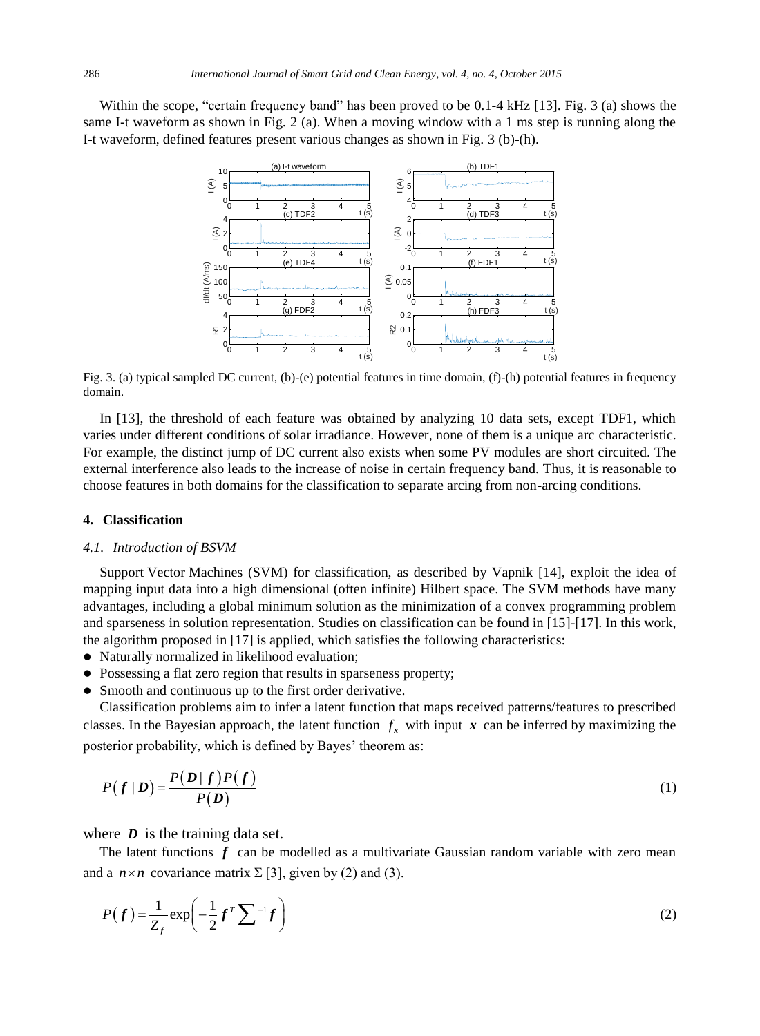Within the scope, “certain frequency band” has been proved to be 0.1-4 kHz [13]. Fig. 3 (a) shows the same I-t waveform as shown in Fig. 2 (a). When a moving window with a 1 ms step is running along the I-t waveform, defined features present various changes as shown in Fig. 3 (b)-(h).

Fig. 3. (a) typical sampled DC current, (b)-(e) potential features in time domain, (f)-(h) potential features in frequency domain.

In [13], the threshold of each feature was obtained by analyzing 10 data sets, except TDF1, which varies under different conditions of solar irradiance. However, none of them is a unique arc characteristic. For example, the distinct jump of DC current also exists when some PV modules are short circuited. The external interference also leads to the increase of noise in certain frequency band. Thus, it is reasonable to choose features in both domains for the classification to separate arcing from non-arcing conditions.

## 4. Classification

### *4.1. Introduction of BSVM*

Support Vector Machines (SVM) for classification, as described by Vapnik [14], exploit the idea of mapping input data into a high dimensional (often infinite) Hilbert space. The SVM methods have many advantages, including a global minimum solution as the minimization of a convex programming problem and sparseness in solution representation. Studies on classification can be found in [15]-[17]. In this work, the algorithm proposed in [17] is applied, which satisfies the following characteristics:

- Naturally normalized in likelihood evaluation;
- Possessing a flat zero region that results in sparseness property;
- Smooth and continuous up to the first order derivative.

Classification problems aim to infer a latent function that maps received patterns/features to prescribed classes. In the Bayesian approach, the latent function $f_x$ with input $\boldsymbol{x}$ can be inferred by maximizing the posterior probability, which is defined by Bayes’ theorem as:

$$P(\boldsymbol{f} \mid \boldsymbol{D}) = \frac{P(\boldsymbol{D} \mid \boldsymbol{f})P(\boldsymbol{f})}{P(\boldsymbol{D})} \tag{1}$$

where $\boldsymbol{D}$ is the training data set.

The latent functions $\boldsymbol{f}$ can be modelled as a multivariate Gaussian random variable with zero mean and a $n \times n$ covariance matrix $\Sigma$ [3], given by (2) and (3).

$$P(\boldsymbol{f}) = \frac{1}{Z_f} \exp\left(-\frac{1}{2}\boldsymbol{f}^T \sum{}^{-1} \boldsymbol{f}\right) \tag{2}$$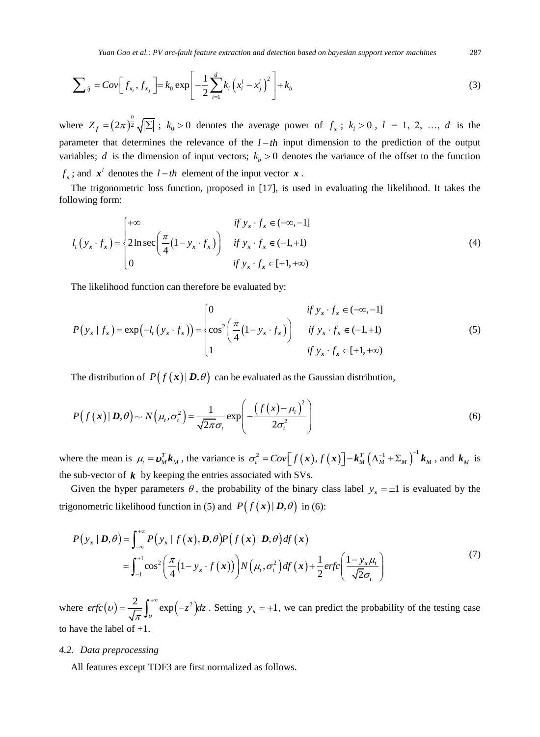$$\sum\nolimits_{ij} = Cov\left[ f_{x_i}, f_{x_j} \right] = k_0 \exp\left[ -\frac{1}{2} \sum_{i=1}^{d} k_l \left( x_i^l - x_j^l \right)^2 \right] + k_b \tag{3}$$

where $Z_f = (2\pi)^{\frac{n}{2}} \sqrt{|\Sigma|}$ ; $k_0 > 0$ denotes the average power of $f_x$ ; $k_l > 0$ , $l$ = 1, 2, …, $d$ is the parameter that determines the relevance of the $l-th$ input dimension to the prediction of the output variables; $d$ is the dimension of input vectors; $k_b > 0$ denotes the variance of the offset to the function $f_x$ ; and $x^l$ denotes the $l-th$ element of the input vector $x$ .

The trigonometric loss function, proposed in [17], is used in evaluating the likelihood. It takes the following form:

$$l_t\left(y_x \cdot f_x\right) = \begin{cases} +\infty & if\ y_x \cdot f_x \in (-\infty, -1] \\ 2 \ln \sec\left( \dfrac{\pi}{4}\left(1 - y_x \cdot f_x\right) \right) & if\ y_x \cdot f_x \in (-1, +1) \\ 0 & if\ y_x \cdot f_x \in [+1, +\infty) \end{cases} \tag{4}$$

The likelihood function can therefore be evaluated by:

$$P\left(y_x \mid f_x\right) = \exp\left(-l_t\left(y_x \cdot f_x\right)\right) = \begin{cases} 0 & if\ y_x \cdot f_x \in (-\infty, -1] \\ \cos^2\left( \dfrac{\pi}{4}\left(1 - y_x \cdot f_x\right) \right) & if\ y_x \cdot f_x \in (-1, +1) \\ 1 & if\ y_x \cdot f_x \in [+1, +\infty) \end{cases} \tag{5}$$

The distribution of $P\left(f\left(x\right) \mid D, \theta\right)$ can be evaluated as the Gaussian distribution,

$$P\left(f\left(x\right) \mid D, \theta\right) \sim N\left(\mu_t, \sigma_t^2\right) = \frac{1}{\sqrt{2\pi}\sigma_t} \exp\left( -\frac{\left(f\left(x\right) - \mu_t\right)^2}{2\sigma_t^2} \right) \tag{6}$$

where the mean is $\mu_t = \upsilon_M^T k_M$ , the variance is $\sigma_t^2 = Cov\left[ f\left(x\right), f\left(x\right) \right] - k_M^T \left( \Lambda_M^{-1} + \Sigma_M \right)^{-1} k_M$ , and $k_M$ is the sub-vector of $k$ by keeping the entries associated with SVs.

Given the hyper parameters $\theta$ , the probability of the binary class label $y_x = \pm 1$ is evaluated by the trigonometric likelihood function in (5) and $P\left(f\left(x\right) \mid D, \theta\right)$ in (6):

$$\begin{aligned} P\left(y_x \mid D, \theta\right) &= \int_{-\infty}^{+\infty} P\left(y_x \mid f\left(x\right), D, \theta\right) P\left(f\left(x\right) \mid D, \theta\right) df\left(x\right) \\ &= \int_{-1}^{+1} \cos^2\left( \frac{\pi}{4}\left(1 - y_x \cdot f\left(x\right)\right) \right) N\left(\mu_t, \sigma_t^2\right) df\left(x\right) + \frac{1}{2} erfc\left( \frac{1 - y_x \mu_t}{\sqrt{2}\sigma_t} \right) \end{aligned} \tag{7}$$

where $erfc\left(\upsilon\right) = \frac{2}{\sqrt{\pi}} \int_{\upsilon}^{+\infty} \exp\left(-z^2\right) dz$ . Setting $y_x = +1$, we can predict the probability of the testing case to have the label of +1.

### *4.2. Data preprocessing*

All features except TDF3 are first normalized as follows.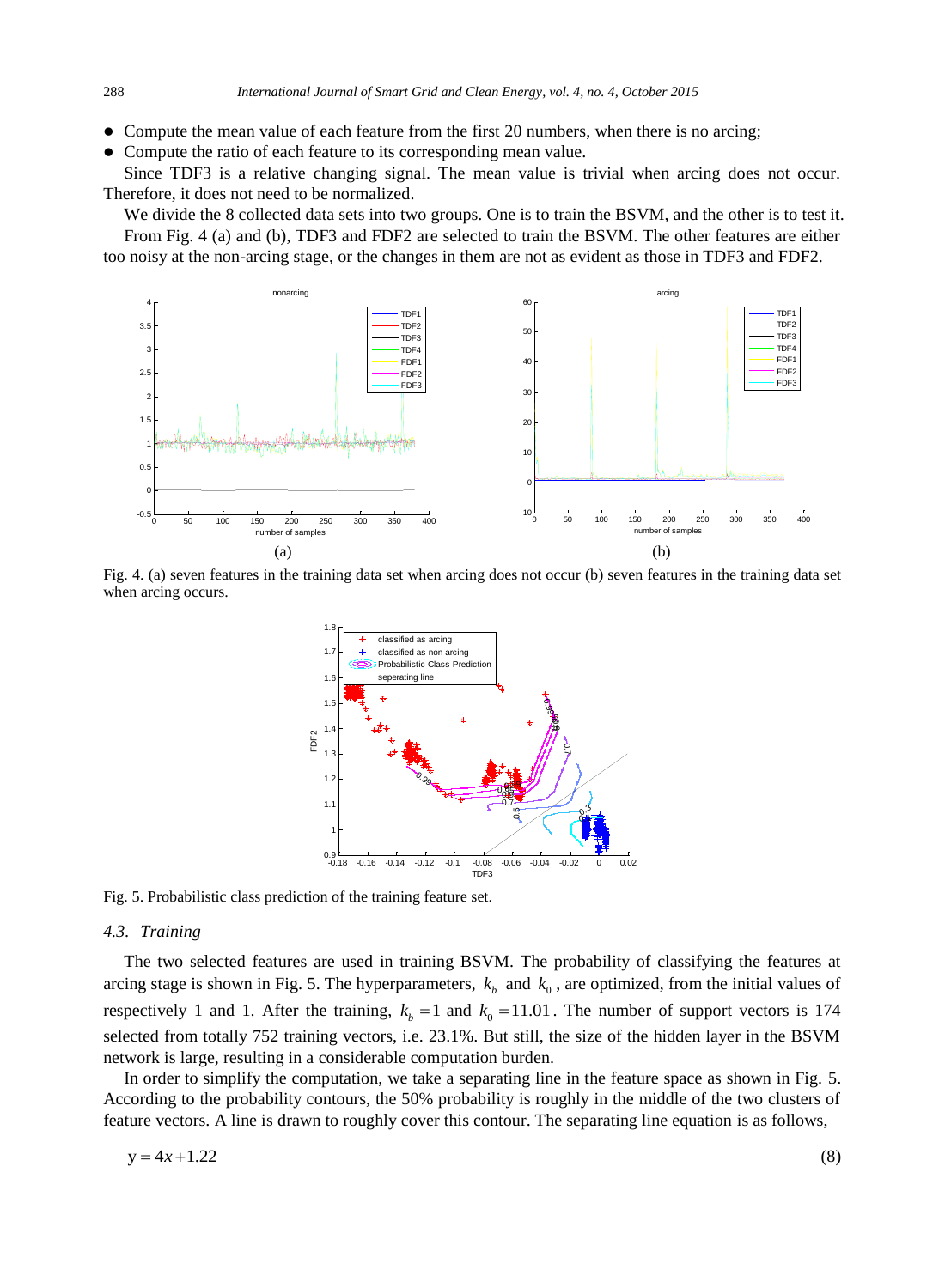- Compute the mean value of each feature from the first 20 numbers, when there is no arcing;
- Compute the ratio of each feature to its corresponding mean value.

Since TDF3 is a relative changing signal. The mean value is trivial when arcing does not occur. Therefore, it does not need to be normalized.

We divide the 8 collected data sets into two groups. One is to train the BSVM, and the other is to test it.

From Fig. 4 (a) and (b), TDF3 and FDF2 are selected to train the BSVM. The other features are either too noisy at the non-arcing stage, or the changes in them are not as evident as those in TDF3 and FDF2.

Fig. 4. (a) seven features in the training data set when arcing does not occur (b) seven features in the training data set when arcing occurs.

Fig. 5. Probabilistic class prediction of the training feature set.

### 4.3. Training

The two selected features are used in training BSVM. The probability of classifying the features at arcing stage is shown in Fig. 5. The hyperparameters, $k_b$ and $k_0$, are optimized, from the initial values of respectively 1 and 1. After the training, $k_b = 1$ and $k_0 = 11.01$. The number of support vectors is 174 selected from totally 752 training vectors, i.e. 23.1%. But still, the size of the hidden layer in the BSVM network is large, resulting in a considerable computation burden.

In order to simplify the computation, we take a separating line in the feature space as shown in Fig. 5. According to the probability contours, the 50% probability is roughly in the middle of the two clusters of feature vectors. A line is drawn to roughly cover this contour. The separating line equation is as follows,

$$y = 4x + 1.22 \tag{8}$$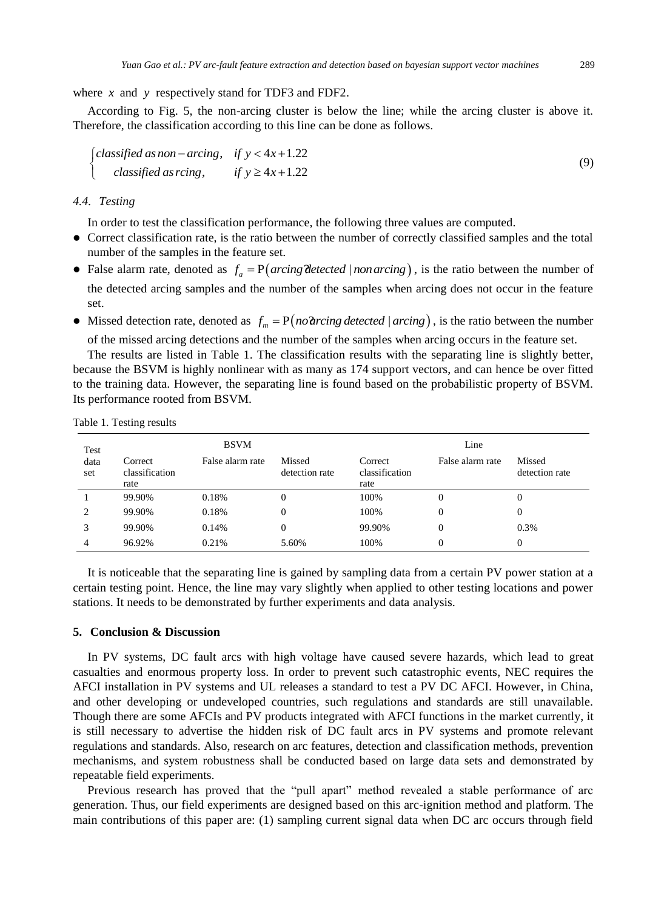where $x$ and $y$ respectively stand for TDF3 and FDF2.

According to Fig. 5, the non-arcing cluster is below the line; while the arcing cluster is above it. Therefore, the classification according to this line can be done as follows.

$$\begin{cases} classified\ as\ non-arcing, & if\ y < 4x + 1.22 \\ classified\ as\ rcing, & if\ y \geq 4x + 1.22 \end{cases} \tag{9}$$

### 4.4. Testing

In order to test the classification performance, the following three values are computed.

- Correct classification rate, is the ratio between the number of correctly classified samples and the total number of the samples in the feature set.
- False alarm rate, denoted as $f_a = \mathrm{P}(arcing\ detected \mid non\ arcing)$, is the ratio between the number of the detected arcing samples and the number of the samples when arcing does not occur in the feature set.
- Missed detection rate, denoted as $f_m = \mathrm{P}(no\ arcing\ detected \mid arcing)$, is the ratio between the number of the missed arcing detections and the number of the samples when arcing occurs in the feature set.

The results are listed in Table 1. The classification results with the separating line is slightly better, because the BSVM is highly nonlinear with as many as 174 support vectors, and can hence be over fitted to the training data. However, the separating line is found based on the probabilistic property of BSVM. Its performance rooted from BSVM.

Table 1. Testing results

| Test data set | BSVM | | | Line | | |
|---|---|---|---|---|---|---|
| | Correct classification rate | False alarm rate | Missed detection rate | Correct classification rate | False alarm rate | Missed detection rate |
| 1 | 99.90% | 0.18% | 0 | 100% | 0 | 0 |
| 2 | 99.90% | 0.18% | 0 | 100% | 0 | 0 |
| 3 | 99.90% | 0.14% | 0 | 99.90% | 0 | 0.3% |
| 4 | 96.92% | 0.21% | 5.60% | 100% | 0 | 0 |

It is noticeable that the separating line is gained by sampling data from a certain PV power station at a certain testing point. Hence, the line may vary slightly when applied to other testing locations and power stations. It needs to be demonstrated by further experiments and data analysis.

## 5. Conclusion & Discussion

In PV systems, DC fault arcs with high voltage have caused severe hazards, which lead to great casualties and enormous property loss. In order to prevent such catastrophic events, NEC requires the AFCI installation in PV systems and UL releases a standard to test a PV DC AFCI. However, in China, and other developing or undeveloped countries, such regulations and standards are still unavailable. Though there are some AFCIs and PV products integrated with AFCI functions in the market currently, it is still necessary to advertise the hidden risk of DC fault arcs in PV systems and promote relevant regulations and standards. Also, research on arc features, detection and classification methods, prevention mechanisms, and system robustness shall be conducted based on large data sets and demonstrated by repeatable field experiments.

Previous research has proved that the "pull apart" method revealed a stable performance of arc generation. Thus, our field experiments are designed based on this arc-ignition method and platform. The main contributions of this paper are: (1) sampling current signal data when DC arc occurs through field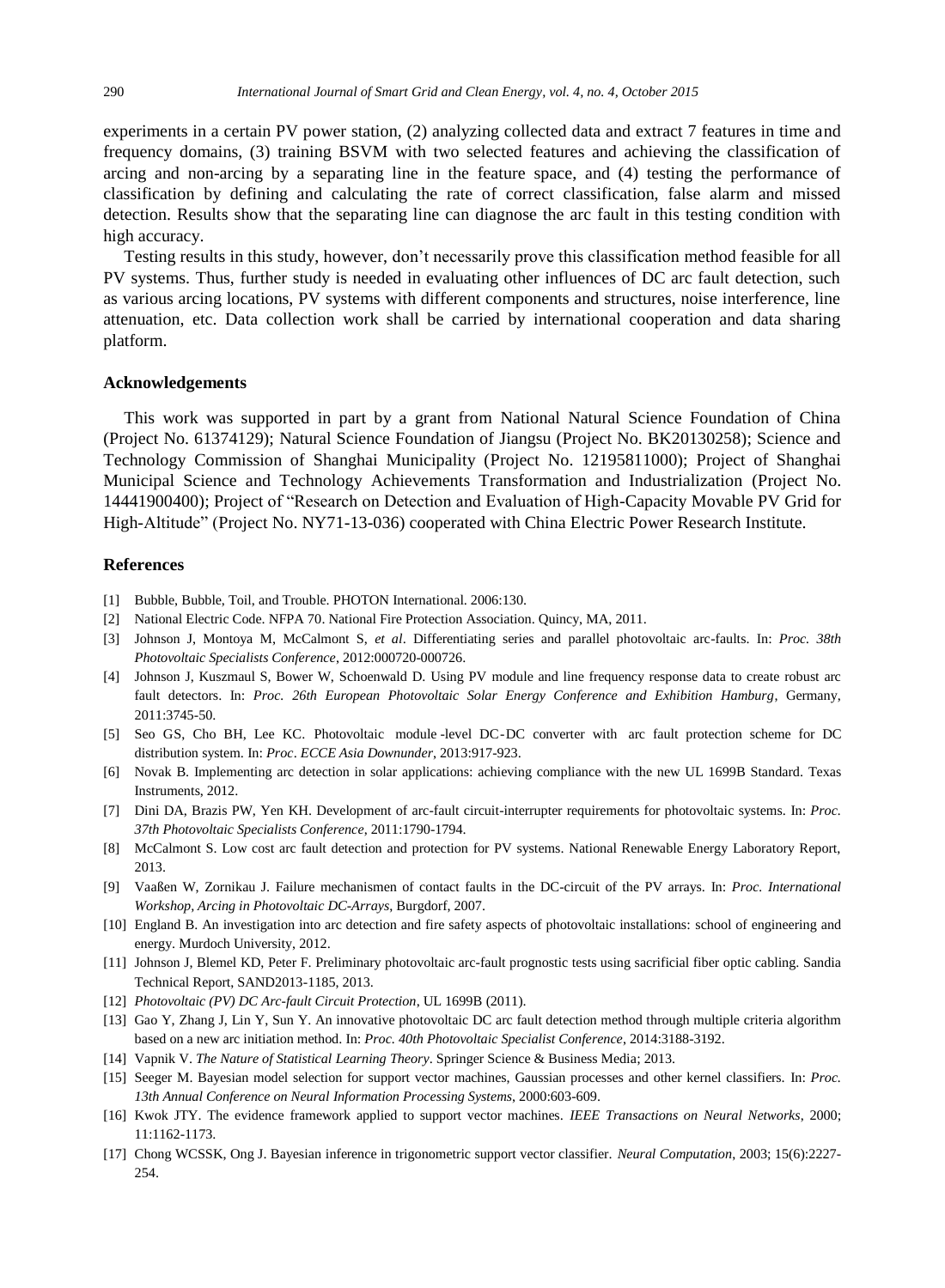experiments in a certain PV power station, (2) analyzing collected data and extract 7 features in time and frequency domains, (3) training BSVM with two selected features and achieving the classification of arcing and non-arcing by a separating line in the feature space, and (4) testing the performance of classification by defining and calculating the rate of correct classification, false alarm and missed detection. Results show that the separating line can diagnose the arc fault in this testing condition with high accuracy.

Testing results in this study, however, don't necessarily prove this classification method feasible for all PV systems. Thus, further study is needed in evaluating other influences of DC arc fault detection, such as various arcing locations, PV systems with different components and structures, noise interference, line attenuation, etc. Data collection work shall be carried by international cooperation and data sharing platform.

## Acknowledgements

This work was supported in part by a grant from National Natural Science Foundation of China (Project No. 61374129); Natural Science Foundation of Jiangsu (Project No. BK20130258); Science and Technology Commission of Shanghai Municipality (Project No. 12195811000); Project of Shanghai Municipal Science and Technology Achievements Transformation and Industrialization (Project No. 14441900400); Project of "Research on Detection and Evaluation of High-Capacity Movable PV Grid for High-Altitude" (Project No. NY71-13-036) cooperated with China Electric Power Research Institute.

## References

[1] Bubble, Bubble, Toil, and Trouble. PHOTON International. 2006:130.

[2] National Electric Code. NFPA 70. National Fire Protection Association. Quincy, MA, 2011.

[3] Johnson J, Montoya M, McCalmont S, *et al*. Differentiating series and parallel photovoltaic arc-faults. In: *Proc. 38th Photovoltaic Specialists Conference*, 2012:000720-000726.

[4] Johnson J, Kuszmaul S, Bower W, Schoenwald D. Using PV module and line frequency response data to create robust arc fault detectors. In: *Proc. 26th European Photovoltaic Solar Energy Conference and Exhibition Hamburg*, Germany, 2011:3745-50.

[5] Seo GS, Cho BH, Lee KC. Photovoltaic module-level DC-DC converter with arc fault protection scheme for DC distribution system. In: *Proc*. *ECCE Asia Downunder*, 2013:917-923.

[6] Novak B. Implementing arc detection in solar applications: achieving compliance with the new UL 1699B Standard. Texas Instruments, 2012.

[7] Dini DA, Brazis PW, Yen KH. Development of arc-fault circuit-interrupter requirements for photovoltaic systems. In: *Proc. 37th Photovoltaic Specialists Conference*, 2011:1790-1794.

[8] McCalmont S. Low cost arc fault detection and protection for PV systems. National Renewable Energy Laboratory Report, 2013.

[9] Vaaßen W, Zornikau J. Failure mechanismen of contact faults in the DC-circuit of the PV arrays. In: *Proc. International Workshop, Arcing in Photovoltaic DC-Arrays*, Burgdorf, 2007.

[10] England B. An investigation into arc detection and fire safety aspects of photovoltaic installations: school of engineering and energy. Murdoch University, 2012.

[11] Johnson J, Blemel KD, Peter F. Preliminary photovoltaic arc-fault prognostic tests using sacrificial fiber optic cabling. Sandia Technical Report, SAND2013-1185, 2013.

[12] *Photovoltaic (PV) DC Arc-fault Circuit Protection*, UL 1699B (2011).

[13] Gao Y, Zhang J, Lin Y, Sun Y. An innovative photovoltaic DC arc fault detection method through multiple criteria algorithm based on a new arc initiation method. In: *Proc. 40th Photovoltaic Specialist Conference*, 2014:3188-3192.

[14] Vapnik V. *The Nature of Statistical Learning Theory*. Springer Science & Business Media; 2013.

[15] Seeger M. Bayesian model selection for support vector machines, Gaussian processes and other kernel classifiers. In: *Proc. 13th Annual Conference on Neural Information Processing Systems*, 2000:603-609.

[16] Kwok JTY. The evidence framework applied to support vector machines. *IEEE Transactions on Neural Networks*, 2000; 11:1162-1173.

[17] Chong WCSSK, Ong J. Bayesian inference in trigonometric support vector classifier. *Neural Computation*, 2003; 15(6):2227-254.